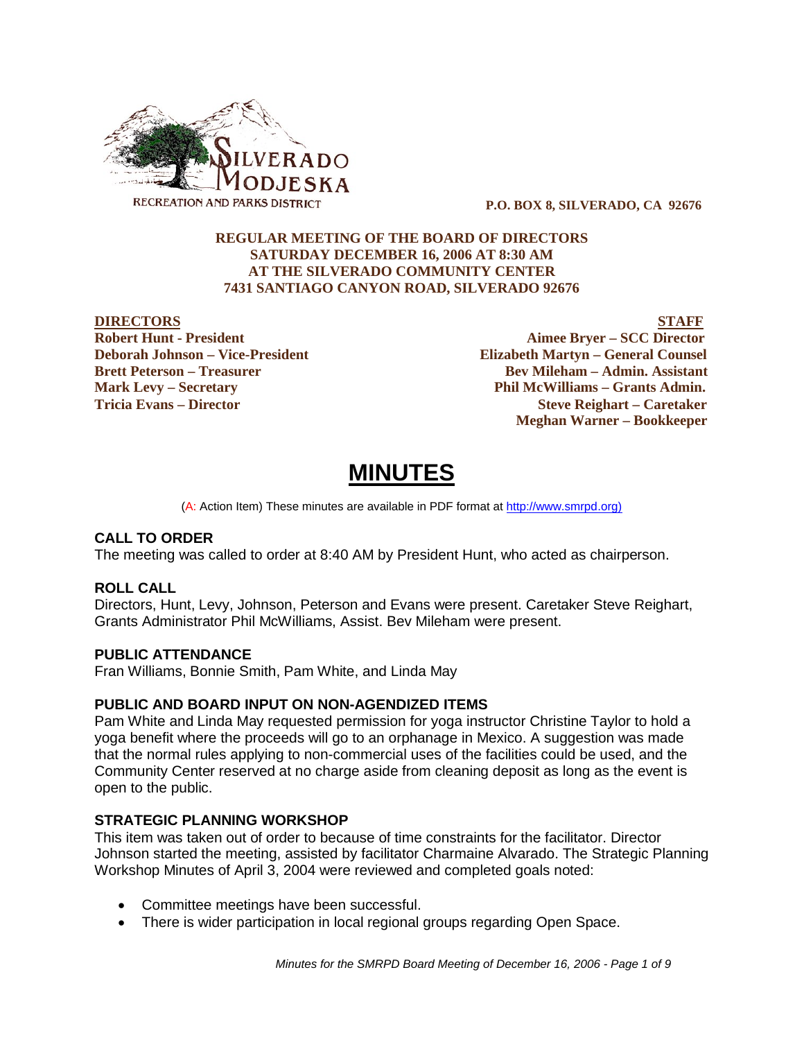SILVERADO MODJESKA
RECREATION AND PARKS DISTRICT

**P.O. BOX 8, SILVERADO, CA 92676**

**REGULAR MEETING OF THE BOARD OF DIRECTORS**
**SATURDAY DECEMBER 16, 2006 AT 8:30 AM**
**AT THE SILVERADO COMMUNITY CENTER**
**7431 SANTIAGO CANYON ROAD, SILVERADO 92676**

| **DIRECTORS** | **STAFF** |
|---|---|
| **Robert Hunt - President** | **Aimee Bryer – SCC Director** |
| **Deborah Johnson – Vice-President** | **Elizabeth Martyn – General Counsel** |
| **Brett Peterson – Treasurer** | **Bev Mileham – Admin. Assistant** |
| **Mark Levy – Secretary** | **Phil McWilliams – Grants Admin.** |
| **Tricia Evans – Director** | **Steve Reighart – Caretaker** |
| | **Meghan Warner – Bookkeeper** |

# MINUTES

(A: Action Item) These minutes are available in PDF format at http://www.smrpd.org)

## CALL TO ORDER

The meeting was called to order at 8:40 AM by President Hunt, who acted as chairperson.

## ROLL CALL

Directors, Hunt, Levy, Johnson, Peterson and Evans were present. Caretaker Steve Reighart, Grants Administrator Phil McWilliams, Assist. Bev Mileham were present.

## PUBLIC ATTENDANCE

Fran Williams, Bonnie Smith, Pam White, and Linda May

## PUBLIC AND BOARD INPUT ON NON-AGENDIZED ITEMS

Pam White and Linda May requested permission for yoga instructor Christine Taylor to hold a yoga benefit where the proceeds will go to an orphanage in Mexico. A suggestion was made that the normal rules applying to non-commercial uses of the facilities could be used, and the Community Center reserved at no charge aside from cleaning deposit as long as the event is open to the public.

## STRATEGIC PLANNING WORKSHOP

This item was taken out of order to because of time constraints for the facilitator. Director Johnson started the meeting, assisted by facilitator Charmaine Alvarado. The Strategic Planning Workshop Minutes of April 3, 2004 were reviewed and completed goals noted:

- Committee meetings have been successful.
- There is wider participation in local regional groups regarding Open Space.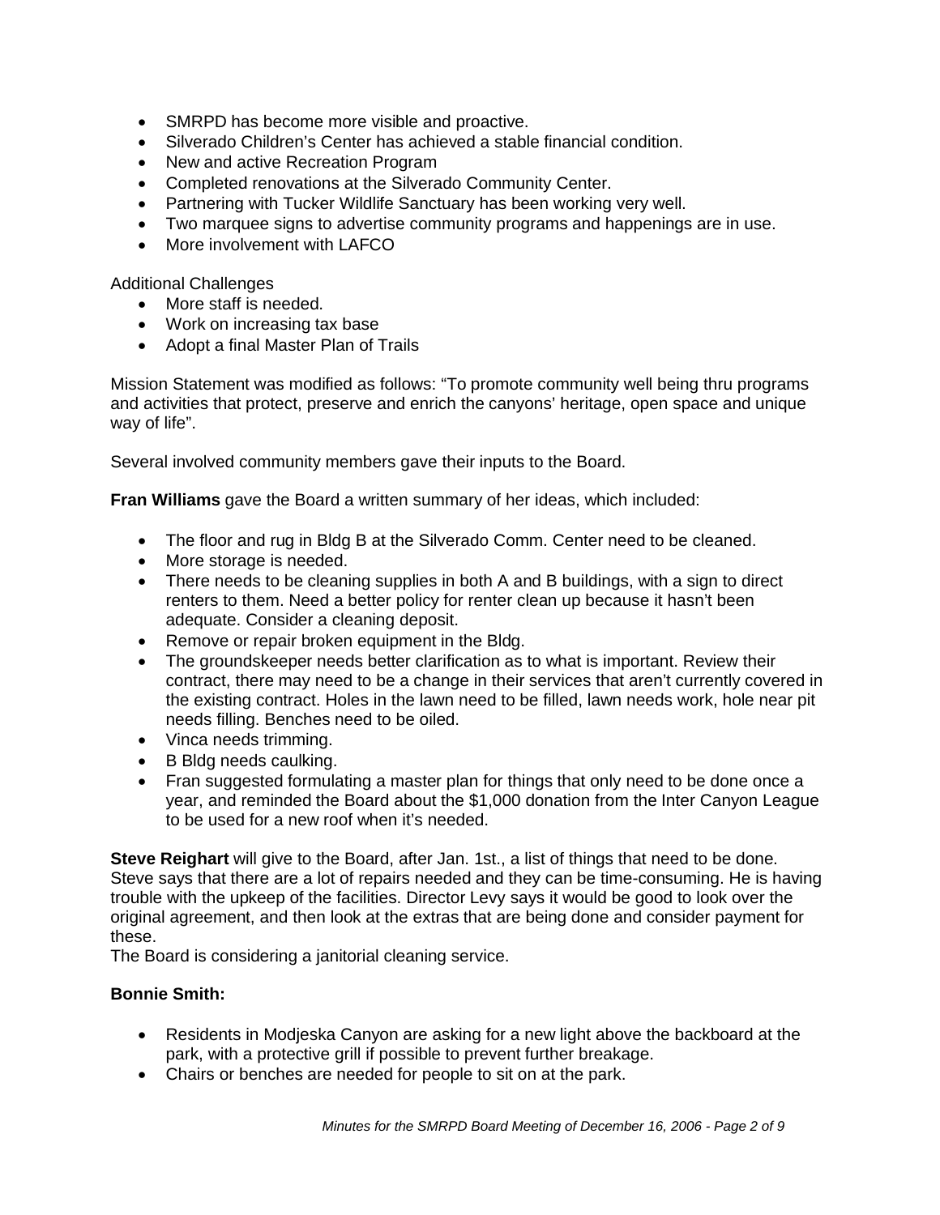- SMRPD has become more visible and proactive.
- Silverado Children's Center has achieved a stable financial condition.
- New and active Recreation Program
- Completed renovations at the Silverado Community Center.
- Partnering with Tucker Wildlife Sanctuary has been working very well.
- Two marquee signs to advertise community programs and happenings are in use.
- More involvement with LAFCO

Additional Challenges

- More staff is needed.
- Work on increasing tax base
- Adopt a final Master Plan of Trails

Mission Statement was modified as follows: "To promote community well being thru programs and activities that protect, preserve and enrich the canyons' heritage, open space and unique way of life".

Several involved community members gave their inputs to the Board.

**Fran Williams** gave the Board a written summary of her ideas, which included:

- The floor and rug in Bldg B at the Silverado Comm. Center need to be cleaned.
- More storage is needed.
- There needs to be cleaning supplies in both A and B buildings, with a sign to direct renters to them. Need a better policy for renter clean up because it hasn't been adequate. Consider a cleaning deposit.
- Remove or repair broken equipment in the Bldg.
- The groundskeeper needs better clarification as to what is important. Review their contract, there may need to be a change in their services that aren't currently covered in the existing contract. Holes in the lawn need to be filled, lawn needs work, hole near pit needs filling. Benches need to be oiled.
- Vinca needs trimming.
- B Bldg needs caulking.
- Fran suggested formulating a master plan for things that only need to be done once a year, and reminded the Board about the $1,000 donation from the Inter Canyon League to be used for a new roof when it's needed.

**Steve Reighart** will give to the Board, after Jan. 1st., a list of things that need to be done. Steve says that there are a lot of repairs needed and they can be time-consuming. He is having trouble with the upkeep of the facilities. Director Levy says it would be good to look over the original agreement, and then look at the extras that are being done and consider payment for these.
The Board is considering a janitorial cleaning service.

**Bonnie Smith:**

- Residents in Modjeska Canyon are asking for a new light above the backboard at the park, with a protective grill if possible to prevent further breakage.
- Chairs or benches are needed for people to sit on at the park.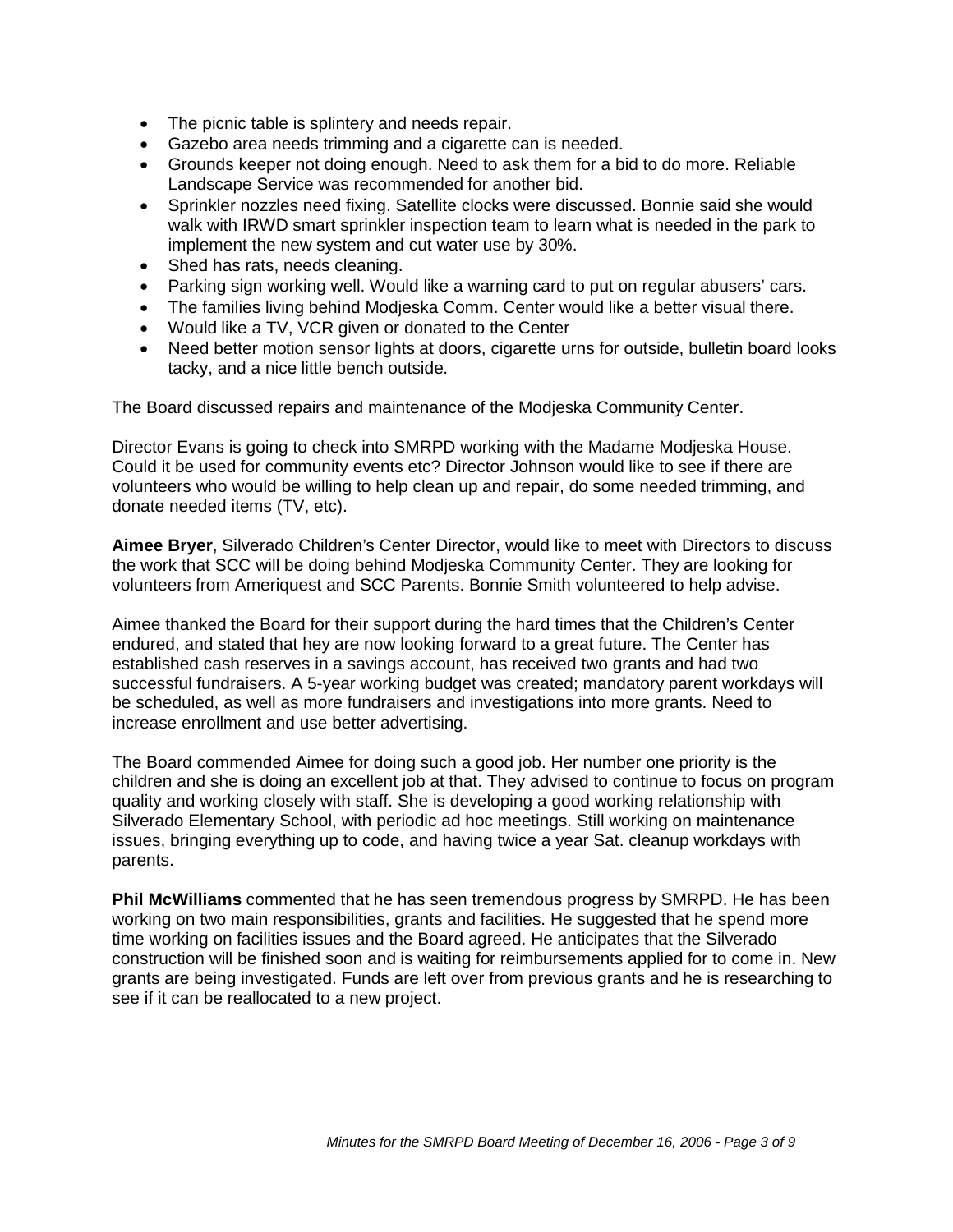- The picnic table is splintery and needs repair.
- Gazebo area needs trimming and a cigarette can is needed.
- Grounds keeper not doing enough. Need to ask them for a bid to do more. Reliable Landscape Service was recommended for another bid.
- Sprinkler nozzles need fixing. Satellite clocks were discussed. Bonnie said she would walk with IRWD smart sprinkler inspection team to learn what is needed in the park to implement the new system and cut water use by 30%.
- Shed has rats, needs cleaning.
- Parking sign working well. Would like a warning card to put on regular abusers' cars.
- The families living behind Modjeska Comm. Center would like a better visual there.
- Would like a TV, VCR given or donated to the Center
- Need better motion sensor lights at doors, cigarette urns for outside, bulletin board looks tacky, and a nice little bench outside.

The Board discussed repairs and maintenance of the Modjeska Community Center.

Director Evans is going to check into SMRPD working with the Madame Modjeska House. Could it be used for community events etc? Director Johnson would like to see if there are volunteers who would be willing to help clean up and repair, do some needed trimming, and donate needed items (TV, etc).

**Aimee Bryer**, Silverado Children's Center Director, would like to meet with Directors to discuss the work that SCC will be doing behind Modjeska Community Center. They are looking for volunteers from Ameriquest and SCC Parents. Bonnie Smith volunteered to help advise.

Aimee thanked the Board for their support during the hard times that the Children's Center endured, and stated that hey are now looking forward to a great future. The Center has established cash reserves in a savings account, has received two grants and had two successful fundraisers. A 5-year working budget was created; mandatory parent workdays will be scheduled, as well as more fundraisers and investigations into more grants. Need to increase enrollment and use better advertising.

The Board commended Aimee for doing such a good job. Her number one priority is the children and she is doing an excellent job at that. They advised to continue to focus on program quality and working closely with staff. She is developing a good working relationship with Silverado Elementary School, with periodic ad hoc meetings. Still working on maintenance issues, bringing everything up to code, and having twice a year Sat. cleanup workdays with parents.

**Phil McWilliams** commented that he has seen tremendous progress by SMRPD. He has been working on two main responsibilities, grants and facilities. He suggested that he spend more time working on facilities issues and the Board agreed. He anticipates that the Silverado construction will be finished soon and is waiting for reimbursements applied for to come in. New grants are being investigated. Funds are left over from previous grants and he is researching to see if it can be reallocated to a new project.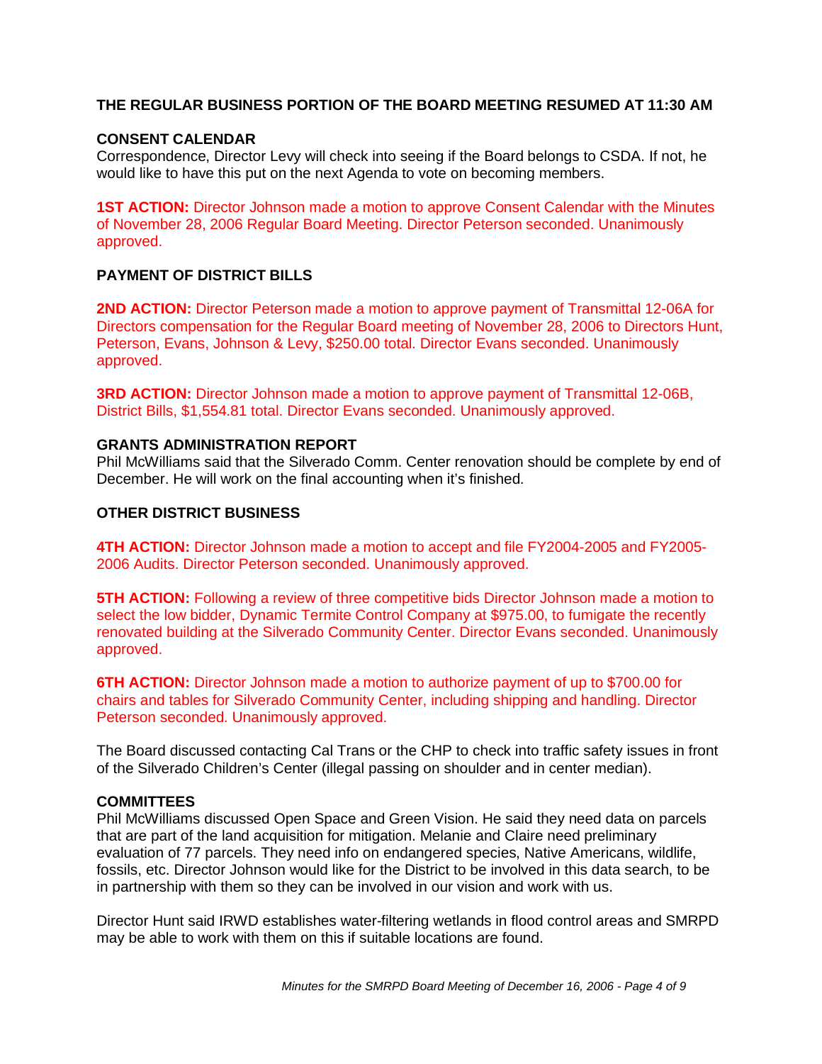### THE REGULAR BUSINESS PORTION OF THE BOARD MEETING RESUMED AT 11:30 AM

**CONSENT CALENDAR**
Correspondence, Director Levy will check into seeing if the Board belongs to CSDA. If not, he would like to have this put on the next Agenda to vote on becoming members.

**1ST ACTION:** Director Johnson made a motion to approve Consent Calendar with the Minutes of November 28, 2006 Regular Board Meeting. Director Peterson seconded. Unanimously approved.

**PAYMENT OF DISTRICT BILLS**

**2ND ACTION:** Director Peterson made a motion to approve payment of Transmittal 12-06A for Directors compensation for the Regular Board meeting of November 28, 2006 to Directors Hunt, Peterson, Evans, Johnson & Levy, $250.00 total. Director Evans seconded. Unanimously approved.

**3RD ACTION:** Director Johnson made a motion to approve payment of Transmittal 12-06B, District Bills, $1,554.81 total. Director Evans seconded. Unanimously approved.

**GRANTS ADMINISTRATION REPORT**
Phil McWilliams said that the Silverado Comm. Center renovation should be complete by end of December. He will work on the final accounting when it's finished.

**OTHER DISTRICT BUSINESS**

**4TH ACTION:** Director Johnson made a motion to accept and file FY2004-2005 and FY2005-2006 Audits. Director Peterson seconded. Unanimously approved.

**5TH ACTION:** Following a review of three competitive bids Director Johnson made a motion to select the low bidder, Dynamic Termite Control Company at $975.00, to fumigate the recently renovated building at the Silverado Community Center. Director Evans seconded. Unanimously approved.

**6TH ACTION:** Director Johnson made a motion to authorize payment of up to $700.00 for chairs and tables for Silverado Community Center, including shipping and handling. Director Peterson seconded. Unanimously approved.

The Board discussed contacting Cal Trans or the CHP to check into traffic safety issues in front of the Silverado Children's Center (illegal passing on shoulder and in center median).

**COMMITTEES**
Phil McWilliams discussed Open Space and Green Vision. He said they need data on parcels that are part of the land acquisition for mitigation. Melanie and Claire need preliminary evaluation of 77 parcels. They need info on endangered species, Native Americans, wildlife, fossils, etc. Director Johnson would like for the District to be involved in this data search, to be in partnership with them so they can be involved in our vision and work with us.

Director Hunt said IRWD establishes water-filtering wetlands in flood control areas and SMRPD may be able to work with them on this if suitable locations are found.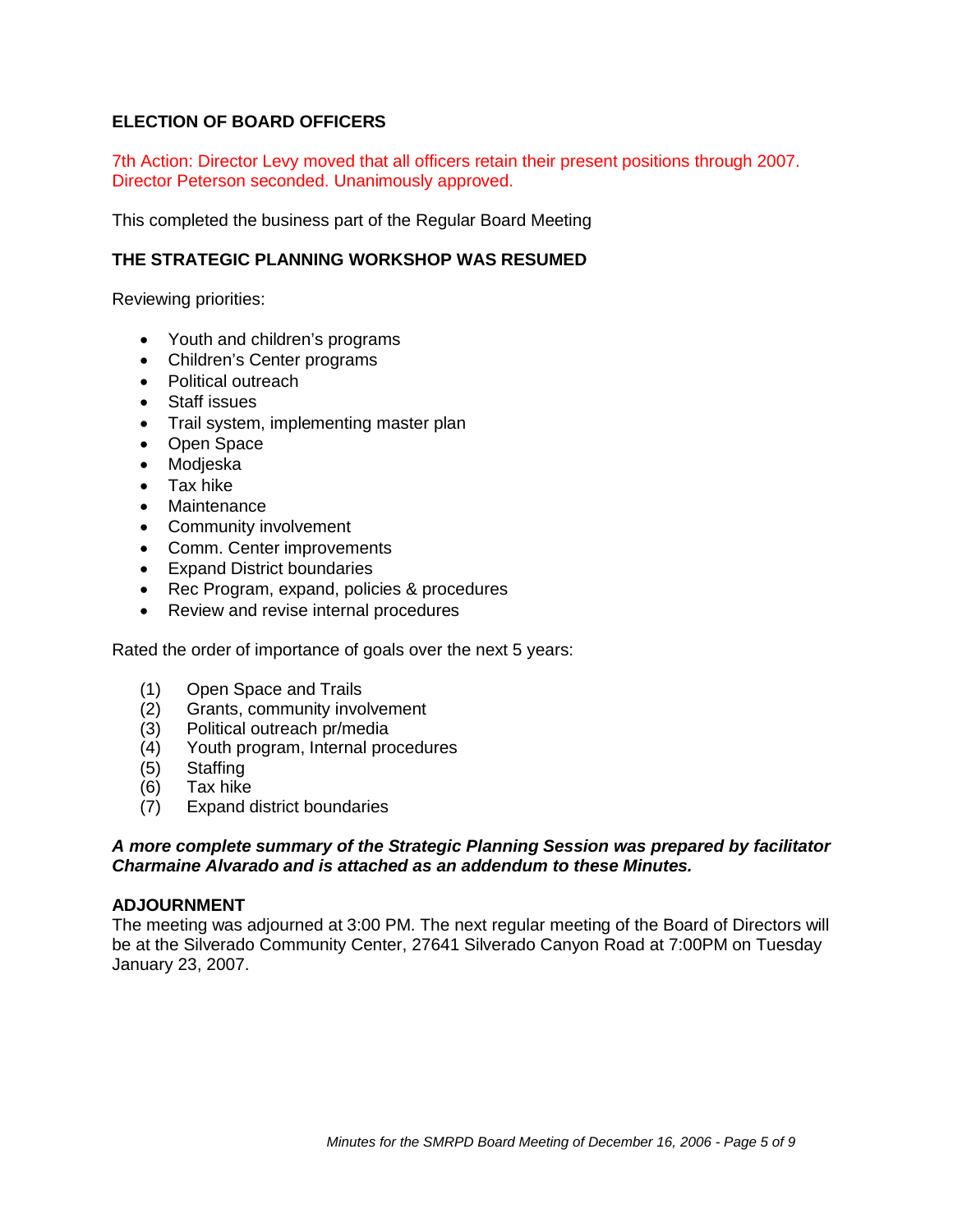**ELECTION OF BOARD OFFICERS**

7th Action: Director Levy moved that all officers retain their present positions through 2007. Director Peterson seconded. Unanimously approved.

This completed the business part of the Regular Board Meeting

**THE STRATEGIC PLANNING WORKSHOP WAS RESUMED**

Reviewing priorities:

- Youth and children's programs
- Children's Center programs
- Political outreach
- Staff issues
- Trail system, implementing master plan
- Open Space
- Modjeska
- Tax hike
- Maintenance
- Community involvement
- Comm. Center improvements
- Expand District boundaries
- Rec Program, expand, policies & procedures
- Review and revise internal procedures

Rated the order of importance of goals over the next 5 years:

(1) Open Space and Trails
(2) Grants, community involvement
(3) Political outreach pr/media
(4) Youth program, Internal procedures
(5) Staffing
(6) Tax hike
(7) Expand district boundaries

***A more complete summary of the Strategic Planning Session was prepared by facilitator Charmaine Alvarado and is attached as an addendum to these Minutes.***

**ADJOURNMENT**

The meeting was adjourned at 3:00 PM. The next regular meeting of the Board of Directors will be at the Silverado Community Center, 27641 Silverado Canyon Road at 7:00PM on Tuesday January 23, 2007.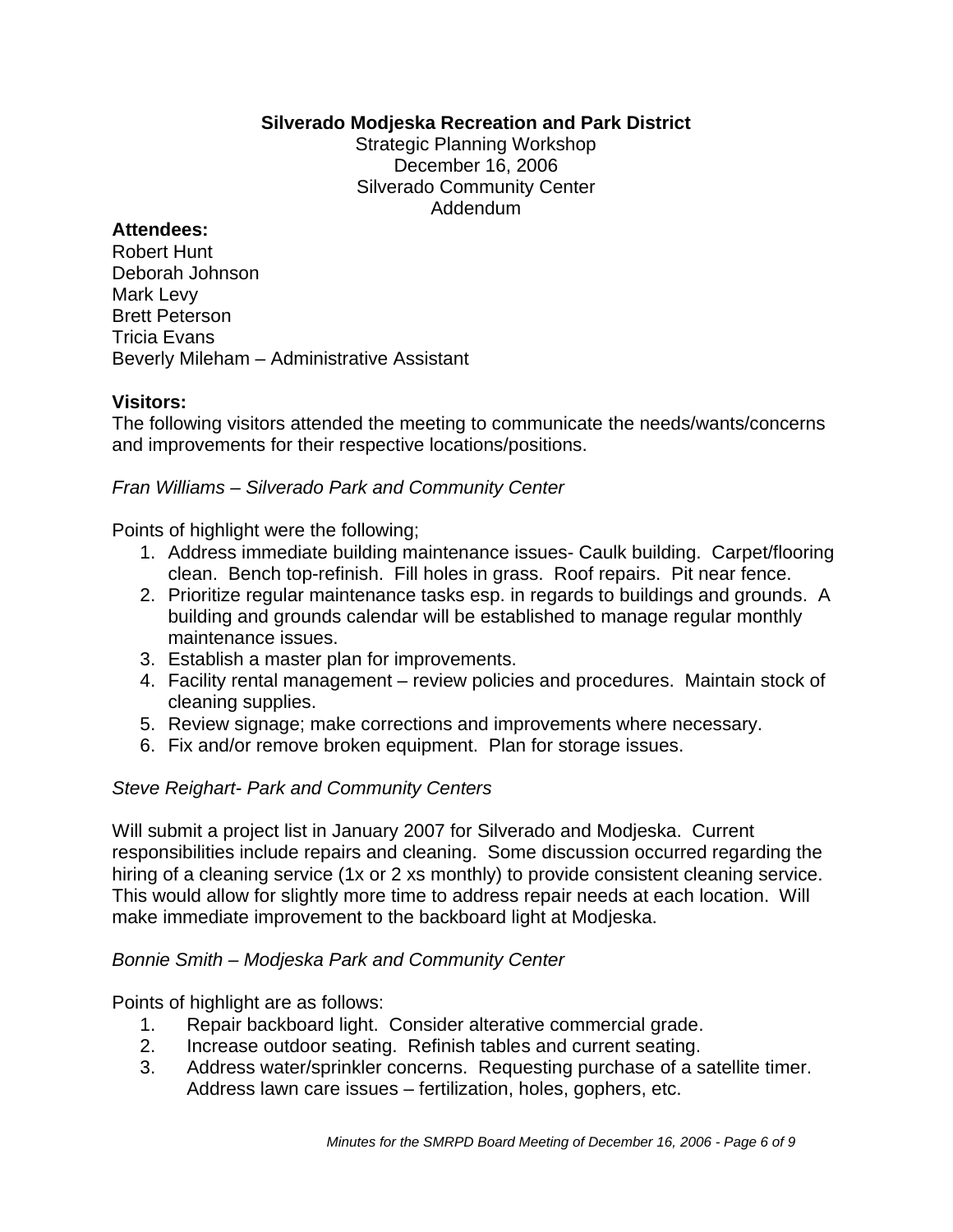**Silverado Modjeska Recreation and Park District**
Strategic Planning Workshop
December 16, 2006
Silverado Community Center
Addendum

**Attendees:**
Robert Hunt
Deborah Johnson
Mark Levy
Brett Peterson
Tricia Evans
Beverly Mileham – Administrative Assistant

**Visitors:**
The following visitors attended the meeting to communicate the needs/wants/concerns and improvements for their respective locations/positions.

*Fran Williams – Silverado Park and Community Center*

Points of highlight were the following;

1. Address immediate building maintenance issues- Caulk building. Carpet/flooring clean. Bench top-refinish. Fill holes in grass. Roof repairs. Pit near fence.
2. Prioritize regular maintenance tasks esp. in regards to buildings and grounds. A building and grounds calendar will be established to manage regular monthly maintenance issues.
3. Establish a master plan for improvements.
4. Facility rental management – review policies and procedures. Maintain stock of cleaning supplies.
5. Review signage; make corrections and improvements where necessary.
6. Fix and/or remove broken equipment. Plan for storage issues.

*Steve Reighart- Park and Community Centers*

Will submit a project list in January 2007 for Silverado and Modjeska. Current responsibilities include repairs and cleaning. Some discussion occurred regarding the hiring of a cleaning service (1x or 2 xs monthly) to provide consistent cleaning service. This would allow for slightly more time to address repair needs at each location. Will make immediate improvement to the backboard light at Modjeska.

*Bonnie Smith – Modjeska Park and Community Center*

Points of highlight are as follows:

1. Repair backboard light. Consider alterative commercial grade.
2. Increase outdoor seating. Refinish tables and current seating.
3. Address water/sprinkler concerns. Requesting purchase of a satellite timer. Address lawn care issues – fertilization, holes, gophers, etc.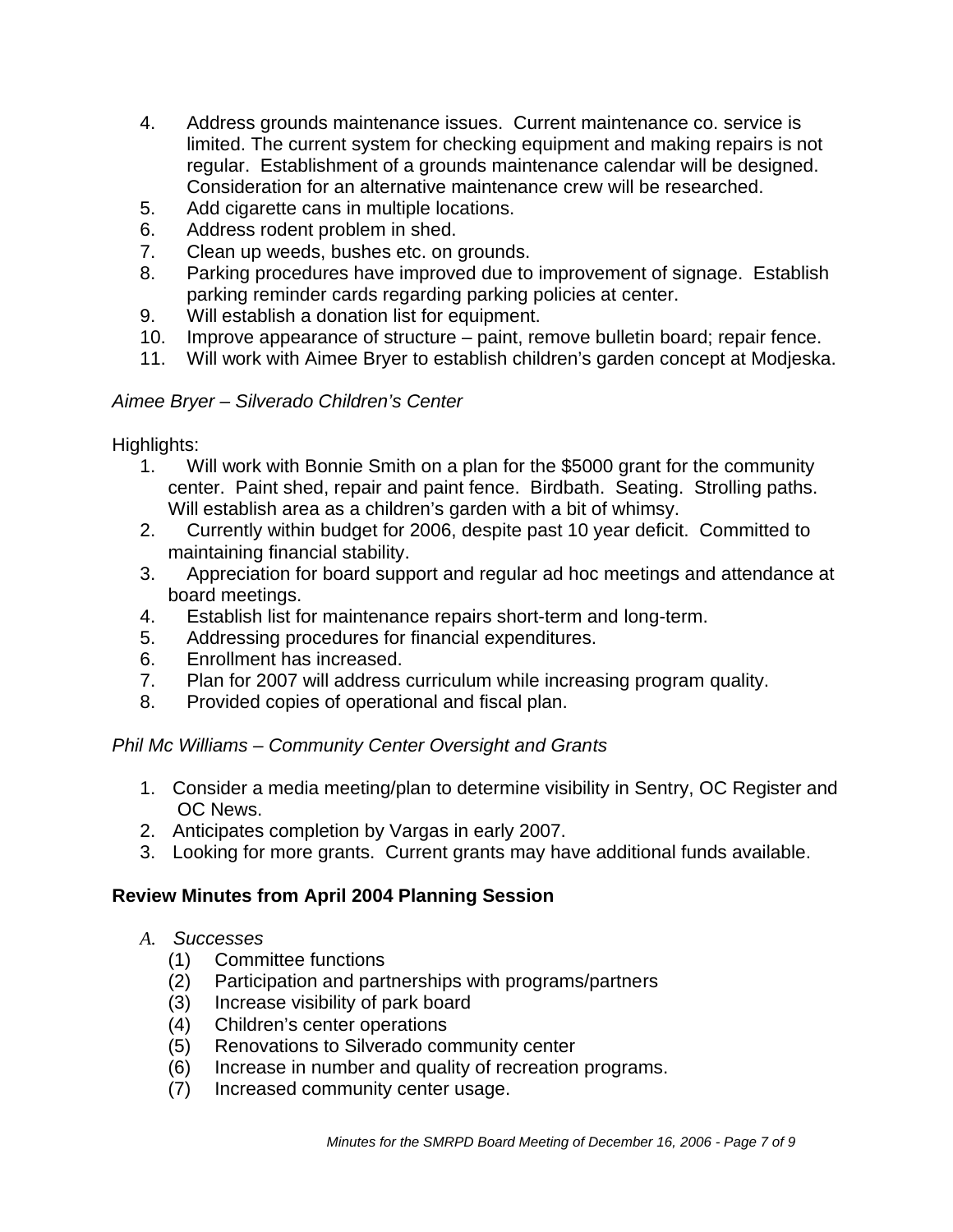4. Address grounds maintenance issues. Current maintenance co. service is limited. The current system for checking equipment and making repairs is not regular. Establishment of a grounds maintenance calendar will be designed. Consideration for an alternative maintenance crew will be researched.
5. Add cigarette cans in multiple locations.
6. Address rodent problem in shed.
7. Clean up weeds, bushes etc. on grounds.
8. Parking procedures have improved due to improvement of signage. Establish parking reminder cards regarding parking policies at center.
9. Will establish a donation list for equipment.
10. Improve appearance of structure – paint, remove bulletin board; repair fence.
11. Will work with Aimee Bryer to establish children's garden concept at Modjeska.

*Aimee Bryer – Silverado Children's Center*

Highlights:

1. Will work with Bonnie Smith on a plan for the $5000 grant for the community center. Paint shed, repair and paint fence. Birdbath. Seating. Strolling paths. Will establish area as a children's garden with a bit of whimsy.
2. Currently within budget for 2006, despite past 10 year deficit. Committed to maintaining financial stability.
3. Appreciation for board support and regular ad hoc meetings and attendance at board meetings.
4. Establish list for maintenance repairs short-term and long-term.
5. Addressing procedures for financial expenditures.
6. Enrollment has increased.
7. Plan for 2007 will address curriculum while increasing program quality.
8. Provided copies of operational and fiscal plan.

*Phil Mc Williams – Community Center Oversight and Grants*

1. Consider a media meeting/plan to determine visibility in Sentry, OC Register and OC News.
2. Anticipates completion by Vargas in early 2007.
3. Looking for more grants. Current grants may have additional funds available.

**Review Minutes from April 2004 Planning Session**

A. *Successes*
   (1) Committee functions
   (2) Participation and partnerships with programs/partners
   (3) Increase visibility of park board
   (4) Children's center operations
   (5) Renovations to Silverado community center
   (6) Increase in number and quality of recreation programs.
   (7) Increased community center usage.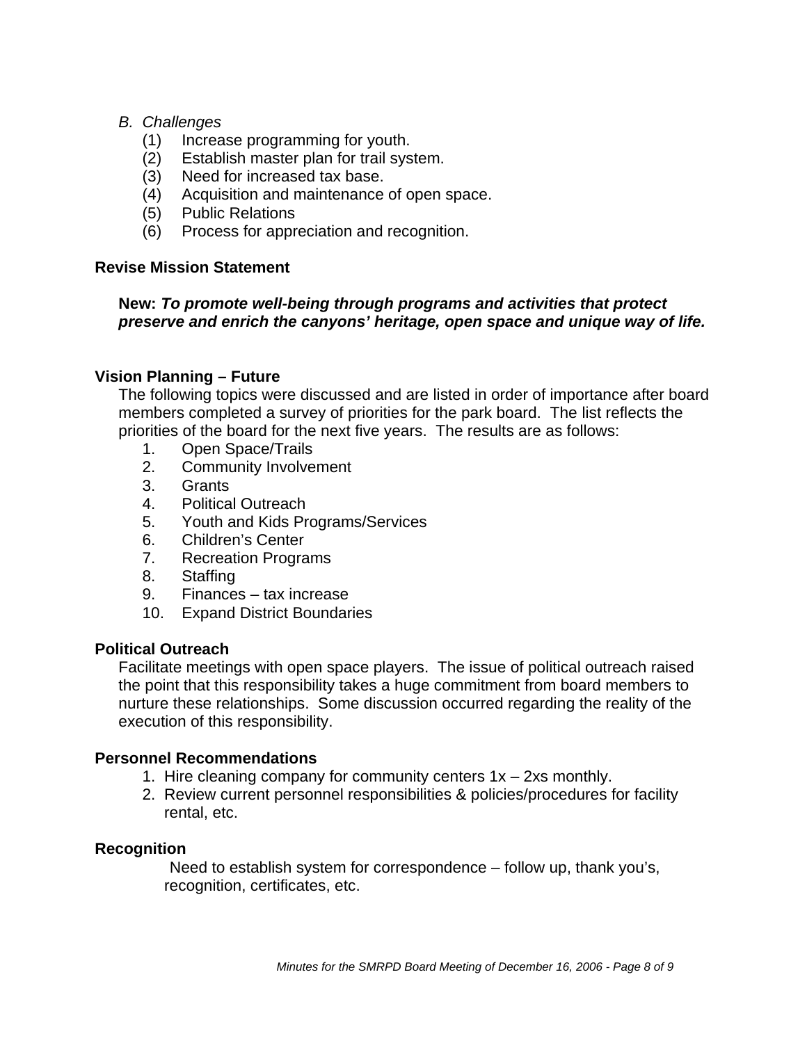*B. Challenges*

(1) Increase programming for youth.
(2) Establish master plan for trail system.
(3) Need for increased tax base.
(4) Acquisition and maintenance of open space.
(5) Public Relations
(6) Process for appreciation and recognition.

**Revise Mission Statement**

**New:** ***To promote well-being through programs and activities that protect preserve and enrich the canyons' heritage, open space and unique way of life.***

**Vision Planning – Future**

The following topics were discussed and are listed in order of importance after board members completed a survey of priorities for the park board. The list reflects the priorities of the board for the next five years. The results are as follows:

1. Open Space/Trails
2. Community Involvement
3. Grants
4. Political Outreach
5. Youth and Kids Programs/Services
6. Children's Center
7. Recreation Programs
8. Staffing
9. Finances – tax increase
10. Expand District Boundaries

**Political Outreach**

Facilitate meetings with open space players. The issue of political outreach raised the point that this responsibility takes a huge commitment from board members to nurture these relationships. Some discussion occurred regarding the reality of the execution of this responsibility.

**Personnel Recommendations**

1. Hire cleaning company for community centers 1x – 2xs monthly.
2. Review current personnel responsibilities & policies/procedures for facility rental, etc.

**Recognition**

Need to establish system for correspondence – follow up, thank you's, recognition, certificates, etc.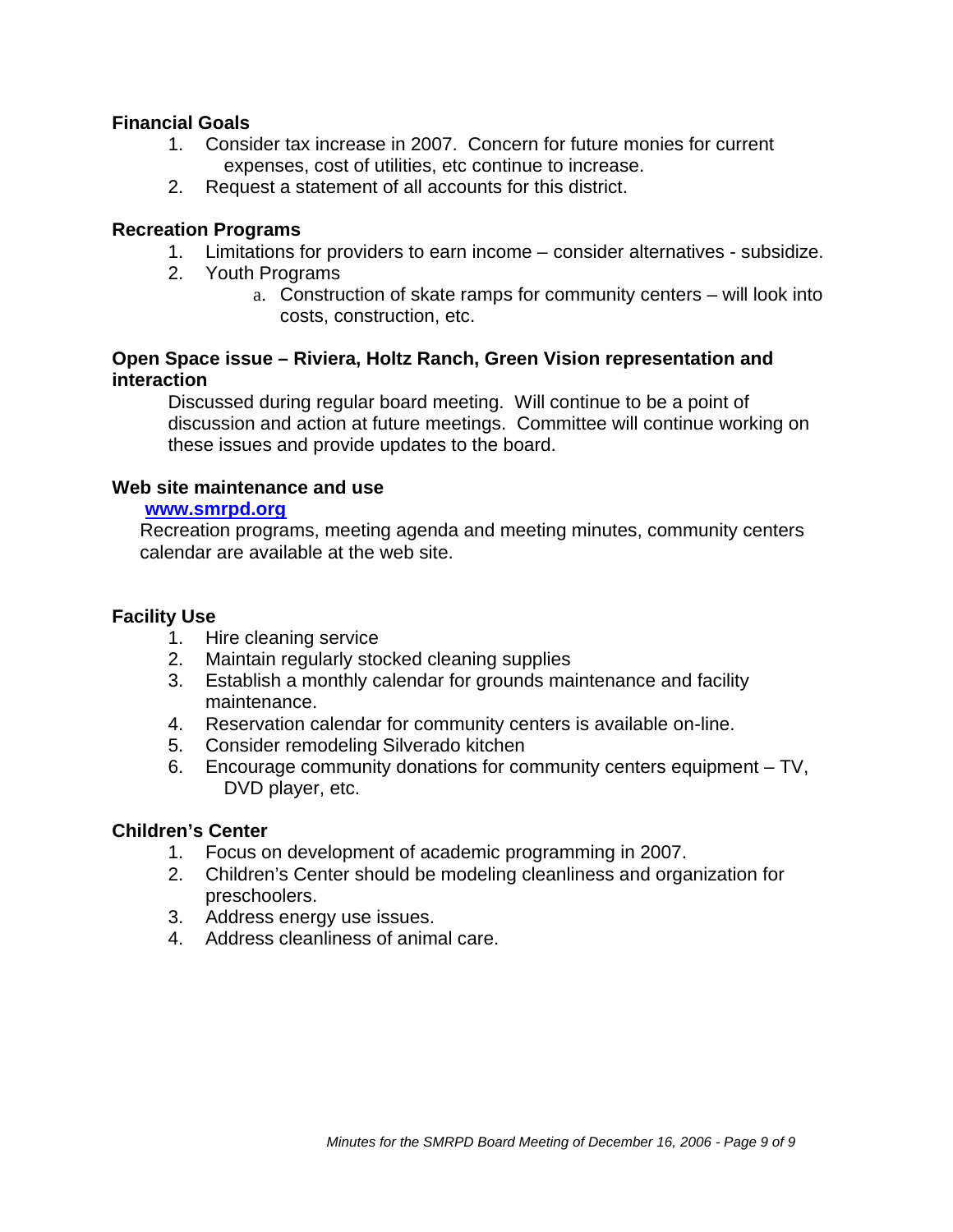**Financial Goals**

1. Consider tax increase in 2007. Concern for future monies for current expenses, cost of utilities, etc continue to increase.
2. Request a statement of all accounts for this district.

**Recreation Programs**

1. Limitations for providers to earn income – consider alternatives - subsidize.
2. Youth Programs
   a. Construction of skate ramps for community centers – will look into costs, construction, etc.

**Open Space issue – Riviera, Holtz Ranch, Green Vision representation and interaction**

Discussed during regular board meeting. Will continue to be a point of discussion and action at future meetings. Committee will continue working on these issues and provide updates to the board.

**Web site maintenance and use**

**www.smrpd.org**

Recreation programs, meeting agenda and meeting minutes, community centers calendar are available at the web site.

**Facility Use**

1. Hire cleaning service
2. Maintain regularly stocked cleaning supplies
3. Establish a monthly calendar for grounds maintenance and facility maintenance.
4. Reservation calendar for community centers is available on-line.
5. Consider remodeling Silverado kitchen
6. Encourage community donations for community centers equipment – TV, DVD player, etc.

**Children's Center**

1. Focus on development of academic programming in 2007.
2. Children's Center should be modeling cleanliness and organization for preschoolers.
3. Address energy use issues.
4. Address cleanliness of animal care.